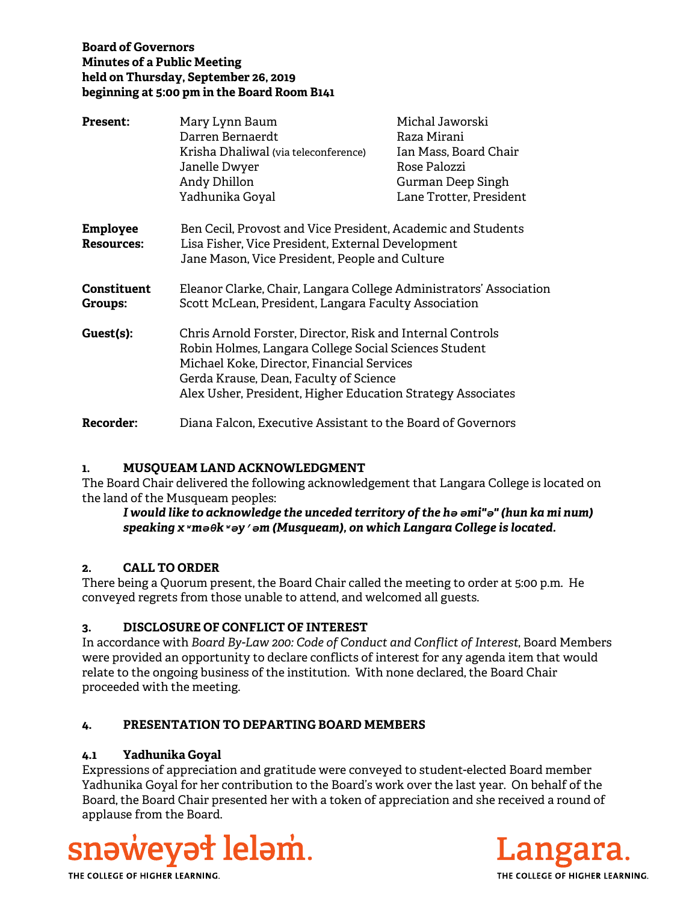**Board of Governors**
**Minutes of a Public Meeting**
**held on Thursday, September 26, 2019**
**beginning at 5:00 pm in the Board Room B141**

| | | |
|---|---|---|
| **Present:** | Mary Lynn Baum | Michal Jaworski |
| | Darren Bernaerdt | Raza Mirani |
| | Krisha Dhaliwal (via teleconference) | Ian Mass, Board Chair |
| | Janelle Dwyer | Rose Palozzi |
| | Andy Dhillon | Gurman Deep Singh |
| | Yadhunika Goyal | Lane Trotter, President |

**Employee Resources:** Ben Cecil, Provost and Vice President, Academic and Students
Lisa Fisher, Vice President, External Development
Jane Mason, Vice President, People and Culture

**Constituent Groups:** Eleanor Clarke, Chair, Langara College Administrators' Association
Scott McLean, President, Langara Faculty Association

**Guest(s):** Chris Arnold Forster, Director, Risk and Internal Controls
Robin Holmes, Langara College Social Sciences Student
Michael Koke, Director, Financial Services
Gerda Krause, Dean, Faculty of Science
Alex Usher, President, Higher Education Strategy Associates

**Recorder:** Diana Falcon, Executive Assistant to the Board of Governors

## 1. MUSQUEAM LAND ACKNOWLEDGMENT

The Board Chair delivered the following acknowledgement that Langara College is located on the land of the Musqueam peoples:

> ***I would like to acknowledge the unceded territory of the hə əmi"ə" (hun ka mi num) speaking x ʷməθk ʷəy ̓ əm (Musqueam), on which Langara College is located.***

## 2. CALL TO ORDER

There being a Quorum present, the Board Chair called the meeting to order at 5:00 p.m. He conveyed regrets from those unable to attend, and welcomed all guests.

## 3. DISCLOSURE OF CONFLICT OF INTEREST

In accordance with *Board By-Law 200: Code of Conduct and Conflict of Interest*, Board Members were provided an opportunity to declare conflicts of interest for any agenda item that would relate to the ongoing business of the institution. With none declared, the Board Chair proceeded with the meeting.

## 4. PRESENTATION TO DEPARTING BOARD MEMBERS

### 4.1 Yadhunika Goyal

Expressions of appreciation and gratitude were conveyed to student-elected Board member Yadhunika Goyal for her contribution to the Board's work over the last year. On behalf of the Board, the Board Chair presented her with a token of appreciation and she received a round of applause from the Board.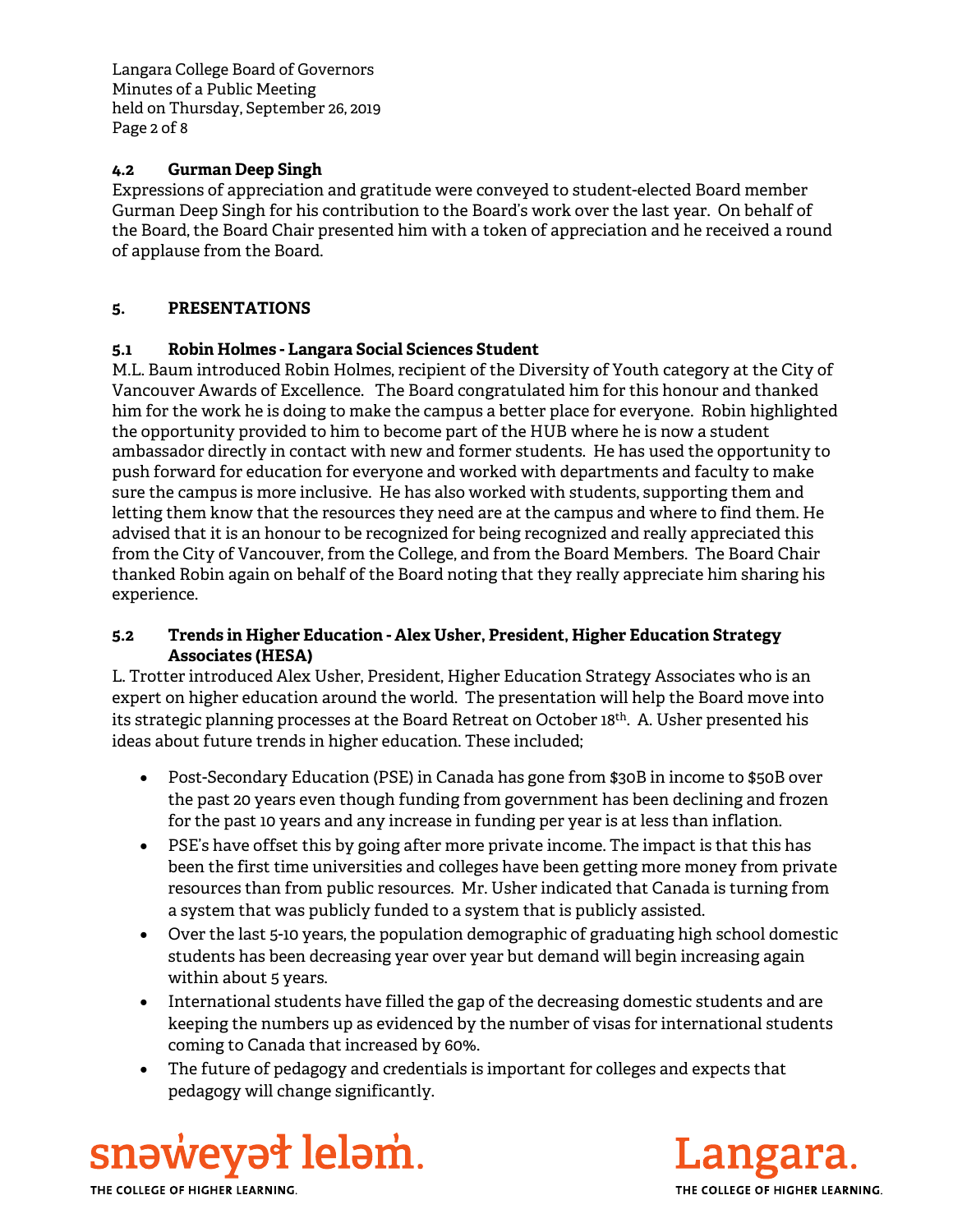### 4.2 Gurman Deep Singh

Expressions of appreciation and gratitude were conveyed to student-elected Board member Gurman Deep Singh for his contribution to the Board's work over the last year. On behalf of the Board, the Board Chair presented him with a token of appreciation and he received a round of applause from the Board.

## 5. PRESENTATIONS

### 5.1 Robin Holmes - Langara Social Sciences Student

M.L. Baum introduced Robin Holmes, recipient of the Diversity of Youth category at the City of Vancouver Awards of Excellence. The Board congratulated him for this honour and thanked him for the work he is doing to make the campus a better place for everyone. Robin highlighted the opportunity provided to him to become part of the HUB where he is now a student ambassador directly in contact with new and former students. He has used the opportunity to push forward for education for everyone and worked with departments and faculty to make sure the campus is more inclusive. He has also worked with students, supporting them and letting them know that the resources they need are at the campus and where to find them. He advised that it is an honour to be recognized for being recognized and really appreciated this from the City of Vancouver, from the College, and from the Board Members. The Board Chair thanked Robin again on behalf of the Board noting that they really appreciate him sharing his experience.

### 5.2 Trends in Higher Education - Alex Usher, President, Higher Education Strategy Associates (HESA)

L. Trotter introduced Alex Usher, President, Higher Education Strategy Associates who is an expert on higher education around the world. The presentation will help the Board move into its strategic planning processes at the Board Retreat on October 18th. A. Usher presented his ideas about future trends in higher education. These included;

- Post-Secondary Education (PSE) in Canada has gone from $30B in income to $50B over the past 20 years even though funding from government has been declining and frozen for the past 10 years and any increase in funding per year is at less than inflation.
- PSE's have offset this by going after more private income. The impact is that this has been the first time universities and colleges have been getting more money from private resources than from public resources. Mr. Usher indicated that Canada is turning from a system that was publicly funded to a system that is publicly assisted.
- Over the last 5-10 years, the population demographic of graduating high school domestic students has been decreasing year over year but demand will begin increasing again within about 5 years.
- International students have filled the gap of the decreasing domestic students and are keeping the numbers up as evidenced by the number of visas for international students coming to Canada that increased by 60%.
- The future of pedagogy and credentials is important for colleges and expects that pedagogy will change significantly.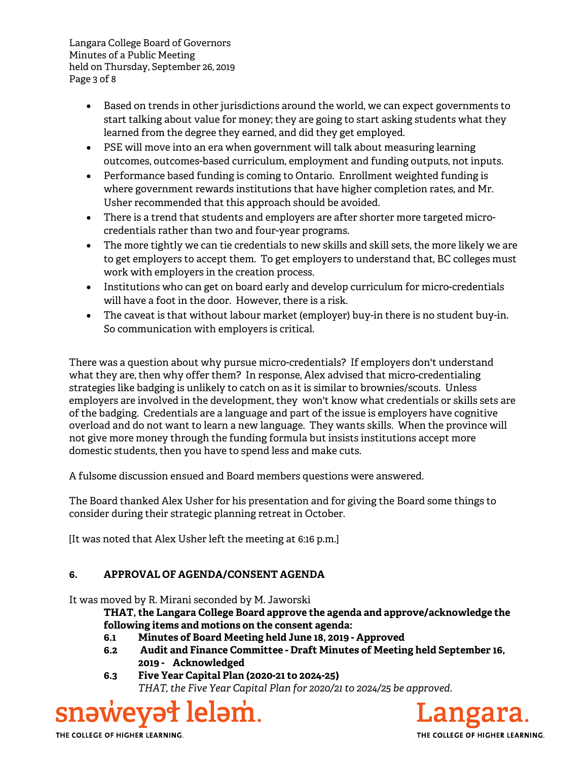- Based on trends in other jurisdictions around the world, we can expect governments to start talking about value for money; they are going to start asking students what they learned from the degree they earned, and did they get employed.
- PSE will move into an era when government will talk about measuring learning outcomes, outcomes-based curriculum, employment and funding outputs, not inputs.
- Performance based funding is coming to Ontario. Enrollment weighted funding is where government rewards institutions that have higher completion rates, and Mr. Usher recommended that this approach should be avoided.
- There is a trend that students and employers are after shorter more targeted micro-credentials rather than two and four-year programs.
- The more tightly we can tie credentials to new skills and skill sets, the more likely we are to get employers to accept them. To get employers to understand that, BC colleges must work with employers in the creation process.
- Institutions who can get on board early and develop curriculum for micro-credentials will have a foot in the door. However, there is a risk.
- The caveat is that without labour market (employer) buy-in there is no student buy-in. So communication with employers is critical.

There was a question about why pursue micro-credentials? If employers don't understand what they are, then why offer them? In response, Alex advised that micro-credentialing strategies like badging is unlikely to catch on as it is similar to brownies/scouts. Unless employers are involved in the development, they won't know what credentials or skills sets are of the badging. Credentials are a language and part of the issue is employers have cognitive overload and do not want to learn a new language. They wants skills. When the province will not give more money through the funding formula but insists institutions accept more domestic students, then you have to spend less and make cuts.

A fulsome discussion ensued and Board members questions were answered.

The Board thanked Alex Usher for his presentation and for giving the Board some things to consider during their strategic planning retreat in October.

[It was noted that Alex Usher left the meeting at 6:16 p.m.]

## 6. APPROVAL OF AGENDA/CONSENT AGENDA

It was moved by R. Mirani seconded by M. Jaworski

**THAT, the Langara College Board approve the agenda and approve/acknowledge the following items and motions on the consent agenda:**

**6.1 Minutes of Board Meeting held June 18, 2019 - Approved**

**6.2 Audit and Finance Committee - Draft Minutes of Meeting held September 16, 2019 - Acknowledged**

**6.3 Five Year Capital Plan (2020-21 to 2024-25)**

*THAT, the Five Year Capital Plan for 2020/21 to 2024/25 be approved.*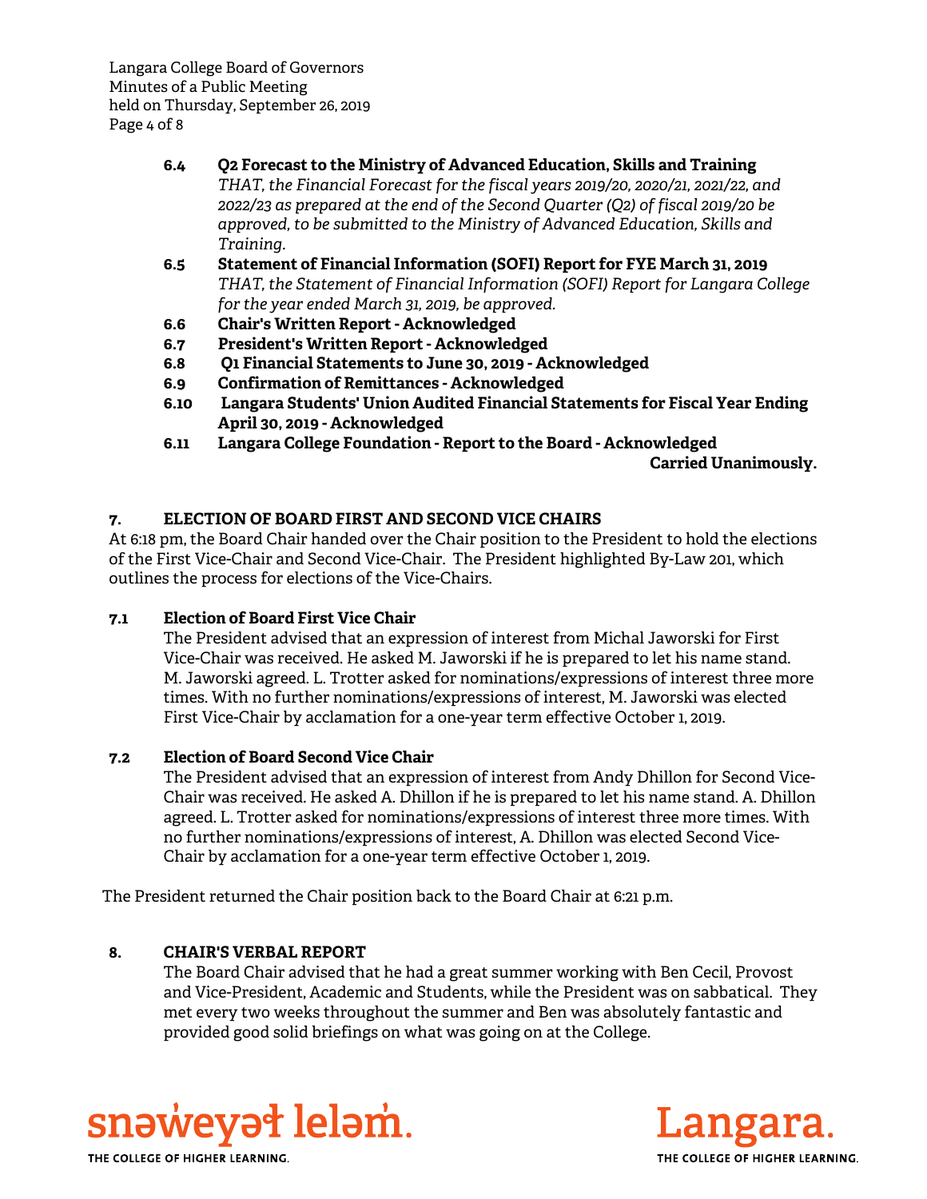**6.4 Q2 Forecast to the Ministry of Advanced Education, Skills and Training**
*THAT, the Financial Forecast for the fiscal years 2019/20, 2020/21, 2021/22, and 2022/23 as prepared at the end of the Second Quarter (Q2) of fiscal 2019/20 be approved, to be submitted to the Ministry of Advanced Education, Skills and Training.*

**6.5 Statement of Financial Information (SOFI) Report for FYE March 31, 2019**
*THAT, the Statement of Financial Information (SOFI) Report for Langara College for the year ended March 31, 2019, be approved.*

**6.6 Chair's Written Report - Acknowledged**

**6.7 President's Written Report - Acknowledged**

**6.8 Q1 Financial Statements to June 30, 2019 - Acknowledged**

**6.9 Confirmation of Remittances - Acknowledged**

**6.10 Langara Students' Union Audited Financial Statements for Fiscal Year Ending April 30, 2019 - Acknowledged**

**6.11 Langara College Foundation - Report to the Board - Acknowledged**

**Carried Unanimously.**

## 7. ELECTION OF BOARD FIRST AND SECOND VICE CHAIRS

At 6:18 pm, the Board Chair handed over the Chair position to the President to hold the elections of the First Vice-Chair and Second Vice-Chair. The President highlighted By-Law 201, which outlines the process for elections of the Vice-Chairs.

### 7.1 Election of Board First Vice Chair

The President advised that an expression of interest from Michal Jaworski for First Vice-Chair was received. He asked M. Jaworski if he is prepared to let his name stand. M. Jaworski agreed. L. Trotter asked for nominations/expressions of interest three more times. With no further nominations/expressions of interest, M. Jaworski was elected First Vice-Chair by acclamation for a one-year term effective October 1, 2019.

### 7.2 Election of Board Second Vice Chair

The President advised that an expression of interest from Andy Dhillon for Second Vice-Chair was received. He asked A. Dhillon if he is prepared to let his name stand. A. Dhillon agreed. L. Trotter asked for nominations/expressions of interest three more times. With no further nominations/expressions of interest, A. Dhillon was elected Second Vice-Chair by acclamation for a one-year term effective October 1, 2019.

The President returned the Chair position back to the Board Chair at 6:21 p.m.

## 8. CHAIR'S VERBAL REPORT

The Board Chair advised that he had a great summer working with Ben Cecil, Provost and Vice-President, Academic and Students, while the President was on sabbatical. They met every two weeks throughout the summer and Ben was absolutely fantastic and provided good solid briefings on what was going on at the College.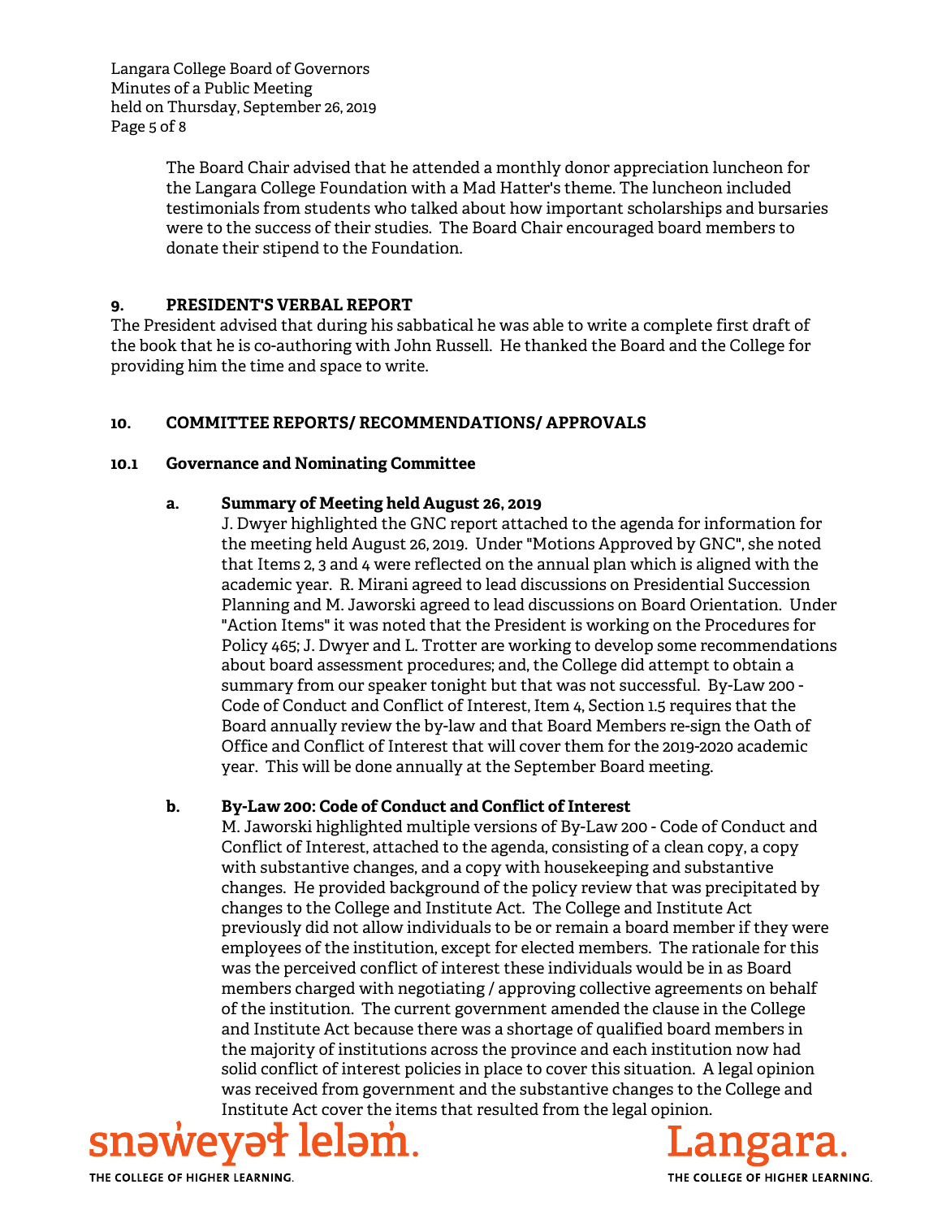The Board Chair advised that he attended a monthly donor appreciation luncheon for the Langara College Foundation with a Mad Hatter's theme. The luncheon included testimonials from students who talked about how important scholarships and bursaries were to the success of their studies. The Board Chair encouraged board members to donate their stipend to the Foundation.

## 9. PRESIDENT'S VERBAL REPORT

The President advised that during his sabbatical he was able to write a complete first draft of the book that he is co-authoring with John Russell. He thanked the Board and the College for providing him the time and space to write.

## 10. COMMITTEE REPORTS/ RECOMMENDATIONS/ APPROVALS

### 10.1 Governance and Nominating Committee

**a. Summary of Meeting held August 26, 2019**

J. Dwyer highlighted the GNC report attached to the agenda for information for the meeting held August 26, 2019. Under "Motions Approved by GNC", she noted that Items 2, 3 and 4 were reflected on the annual plan which is aligned with the academic year. R. Mirani agreed to lead discussions on Presidential Succession Planning and M. Jaworski agreed to lead discussions on Board Orientation. Under "Action Items" it was noted that the President is working on the Procedures for Policy 465; J. Dwyer and L. Trotter are working to develop some recommendations about board assessment procedures; and, the College did attempt to obtain a summary from our speaker tonight but that was not successful. By-Law 200 - Code of Conduct and Conflict of Interest, Item 4, Section 1.5 requires that the Board annually review the by-law and that Board Members re-sign the Oath of Office and Conflict of Interest that will cover them for the 2019-2020 academic year. This will be done annually at the September Board meeting.

**b. By-Law 200: Code of Conduct and Conflict of Interest**

M. Jaworski highlighted multiple versions of By-Law 200 - Code of Conduct and Conflict of Interest, attached to the agenda, consisting of a clean copy, a copy with substantive changes, and a copy with housekeeping and substantive changes. He provided background of the policy review that was precipitated by changes to the College and Institute Act. The College and Institute Act previously did not allow individuals to be or remain a board member if they were employees of the institution, except for elected members. The rationale for this was the perceived conflict of interest these individuals would be in as Board members charged with negotiating / approving collective agreements on behalf of the institution. The current government amended the clause in the College and Institute Act because there was a shortage of qualified board members in the majority of institutions across the province and each institution now had solid conflict of interest policies in place to cover this situation. A legal opinion was received from government and the substantive changes to the College and Institute Act cover the items that resulted from the legal opinion.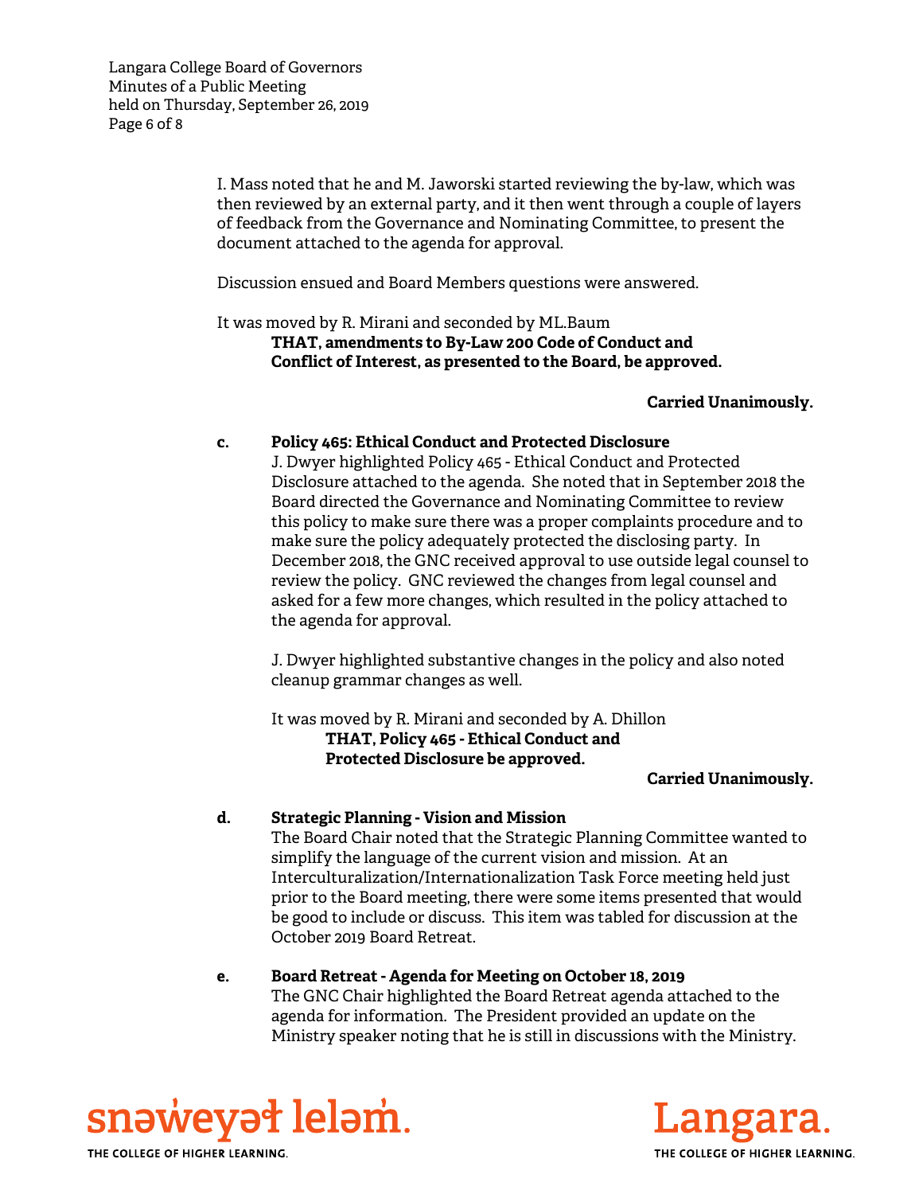I. Mass noted that he and M. Jaworski started reviewing the by-law, which was then reviewed by an external party, and it then went through a couple of layers of feedback from the Governance and Nominating Committee, to present the document attached to the agenda for approval.

Discussion ensued and Board Members questions were answered.

It was moved by R. Mirani and seconded by ML.Baum

> **THAT, amendments to By-Law 200 Code of Conduct and Conflict of Interest, as presented to the Board, be approved.**

**Carried Unanimously.**

**c. Policy 465: Ethical Conduct and Protected Disclosure**

J. Dwyer highlighted Policy 465 - Ethical Conduct and Protected Disclosure attached to the agenda. She noted that in September 2018 the Board directed the Governance and Nominating Committee to review this policy to make sure there was a proper complaints procedure and to make sure the policy adequately protected the disclosing party. In December 2018, the GNC received approval to use outside legal counsel to review the policy. GNC reviewed the changes from legal counsel and asked for a few more changes, which resulted in the policy attached to the agenda for approval.

J. Dwyer highlighted substantive changes in the policy and also noted cleanup grammar changes as well.

It was moved by R. Mirani and seconded by A. Dhillon

> **THAT, Policy 465 - Ethical Conduct and Protected Disclosure be approved.**

**Carried Unanimously.**

**d. Strategic Planning - Vision and Mission**

The Board Chair noted that the Strategic Planning Committee wanted to simplify the language of the current vision and mission. At an Interculturalization/Internationalization Task Force meeting held just prior to the Board meeting, there were some items presented that would be good to include or discuss. This item was tabled for discussion at the October 2019 Board Retreat.

**e. Board Retreat - Agenda for Meeting on October 18, 2019**

The GNC Chair highlighted the Board Retreat agenda attached to the agenda for information. The President provided an update on the Ministry speaker noting that he is still in discussions with the Ministry.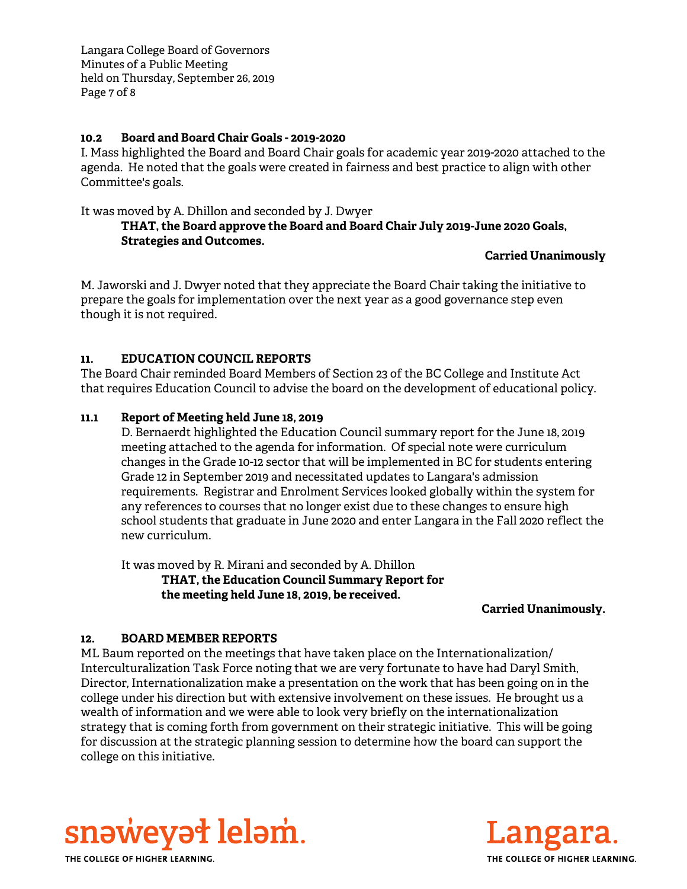### 10.2 Board and Board Chair Goals - 2019-2020

I. Mass highlighted the Board and Board Chair goals for academic year 2019-2020 attached to the agenda. He noted that the goals were created in fairness and best practice to align with other Committee's goals.

It was moved by A. Dhillon and seconded by J. Dwyer

> **THAT, the Board approve the Board and Board Chair July 2019-June 2020 Goals, Strategies and Outcomes.**
>
> **Carried Unanimously**

M. Jaworski and J. Dwyer noted that they appreciate the Board Chair taking the initiative to prepare the goals for implementation over the next year as a good governance step even though it is not required.

## 11. EDUCATION COUNCIL REPORTS

The Board Chair reminded Board Members of Section 23 of the BC College and Institute Act that requires Education Council to advise the board on the development of educational policy.

### 11.1 Report of Meeting held June 18, 2019

D. Bernaerdt highlighted the Education Council summary report for the June 18, 2019 meeting attached to the agenda for information. Of special note were curriculum changes in the Grade 10-12 sector that will be implemented in BC for students entering Grade 12 in September 2019 and necessitated updates to Langara's admission requirements. Registrar and Enrolment Services looked globally within the system for any references to courses that no longer exist due to these changes to ensure high school students that graduate in June 2020 and enter Langara in the Fall 2020 reflect the new curriculum.

It was moved by R. Mirani and seconded by A. Dhillon

> **THAT, the Education Council Summary Report for the meeting held June 18, 2019, be received.**
>
> **Carried Unanimously.**

## 12. BOARD MEMBER REPORTS

ML Baum reported on the meetings that have taken place on the Internationalization/ Interculturalization Task Force noting that we are very fortunate to have had Daryl Smith, Director, Internationalization make a presentation on the work that has been going on in the college under his direction but with extensive involvement on these issues. He brought us a wealth of information and we were able to look very briefly on the internationalization strategy that is coming forth from government on their strategic initiative. This will be going for discussion at the strategic planning session to determine how the board can support the college on this initiative.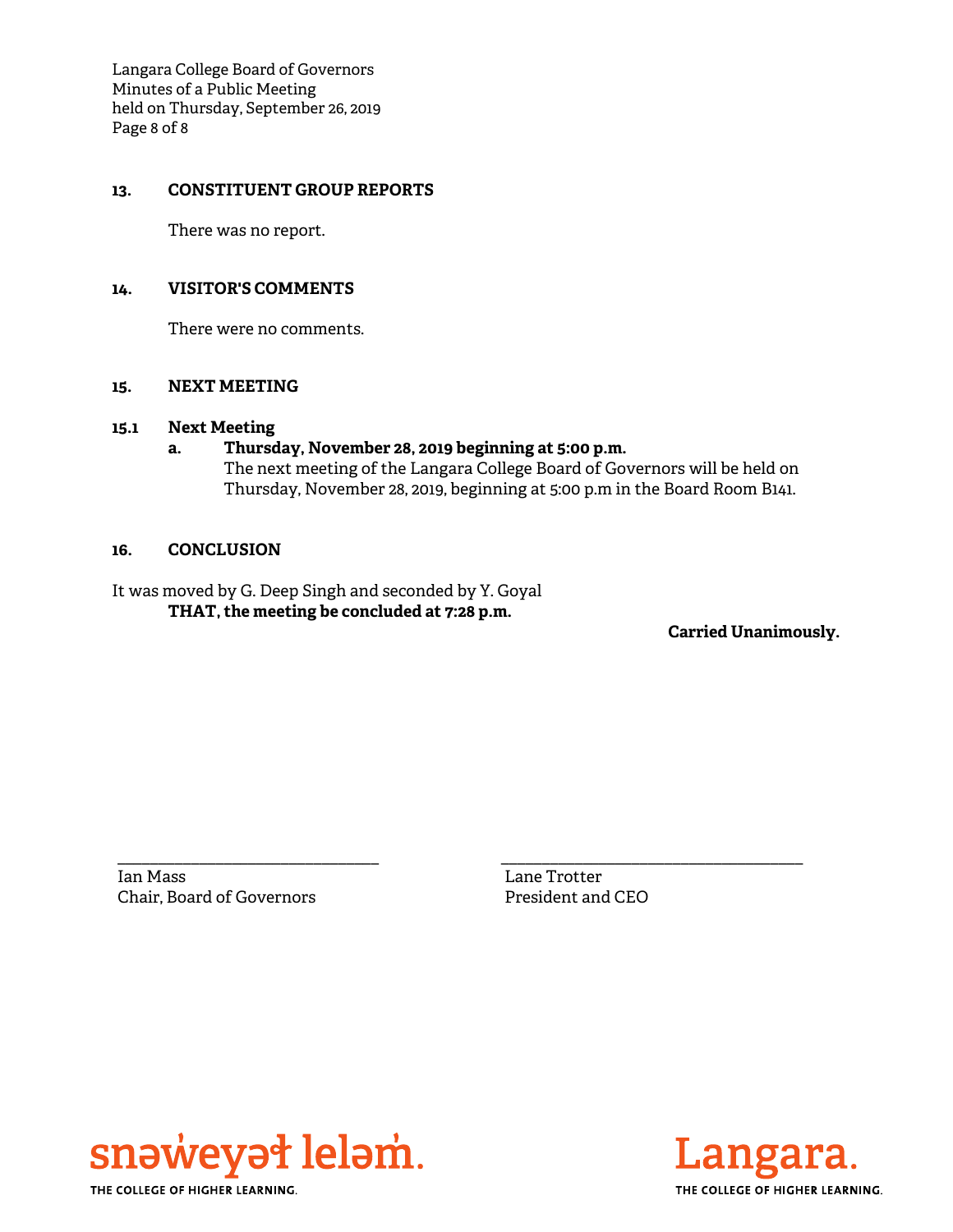## 13. CONSTITUENT GROUP REPORTS

There was no report.

## 14. VISITOR'S COMMENTS

There were no comments.

## 15. NEXT MEETING

### 15.1 Next Meeting

**a. Thursday, November 28, 2019 beginning at 5:00 p.m.**

The next meeting of the Langara College Board of Governors will be held on Thursday, November 28, 2019, beginning at 5:00 p.m in the Board Room B141.

## 16. CONCLUSION

It was moved by G. Deep Singh and seconded by Y. Goyal

**THAT, the meeting be concluded at 7:28 p.m.**

**Carried Unanimously.**

\_\_\_\_\_\_\_\_\_\_\_\_\_\_\_\_\_\_\_\_\_\_\_\_\_\_\_\_\_\_\_\_
Ian Mass
Chair, Board of Governors

\_\_\_\_\_\_\_\_\_\_\_\_\_\_\_\_\_\_\_\_\_\_\_\_\_\_\_\_\_\_\_\_
Lane Trotter
President and CEO

snəw̓eyəɬ leləm̓. THE COLLEGE OF HIGHER LEARNING.

Langara. THE COLLEGE OF HIGHER LEARNING.